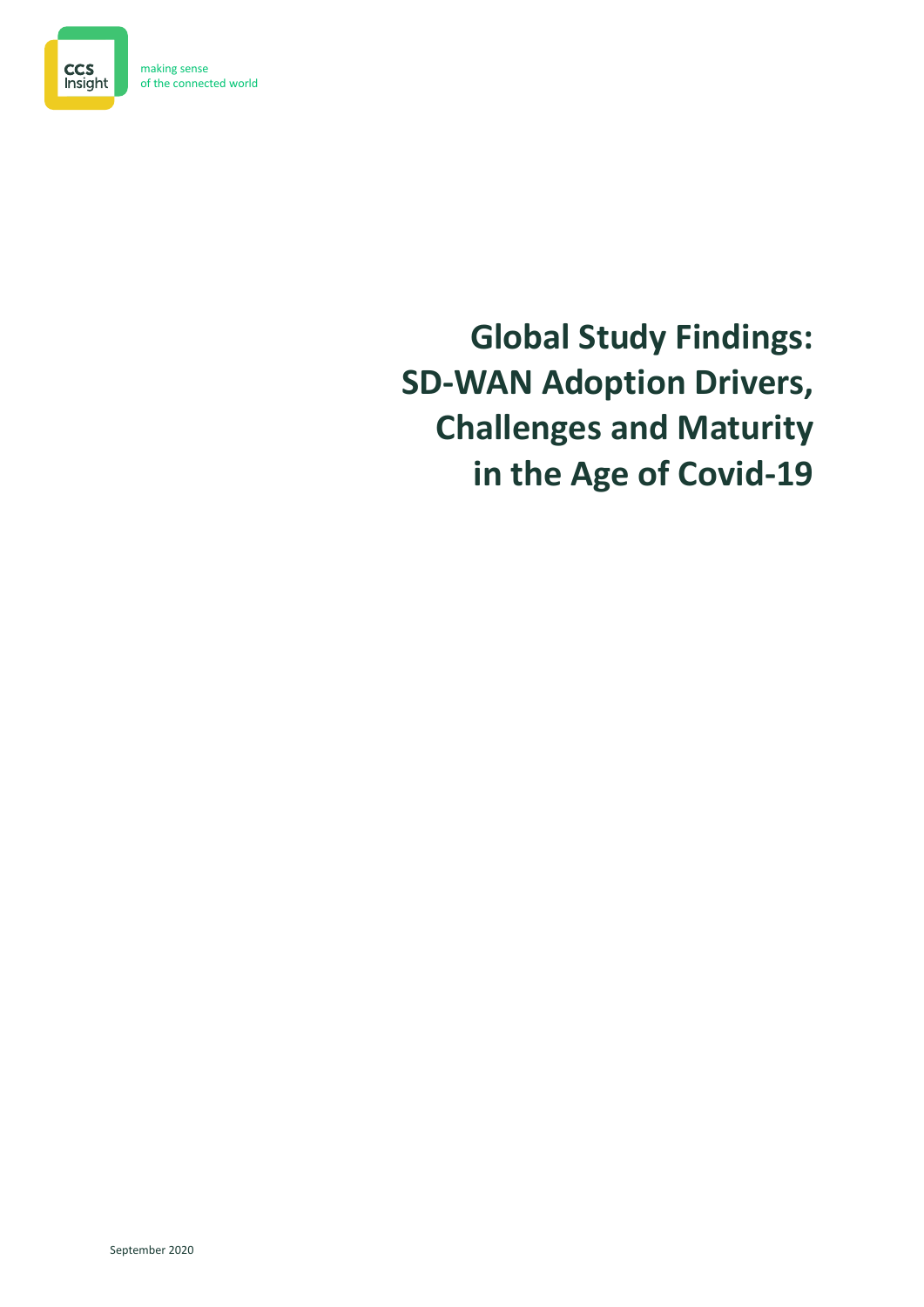CCS Insight

making sense of the connected world

# Global Study Findings: SD-WAN Adoption Drivers, Challenges and Maturity in the Age of Covid-19

September 2020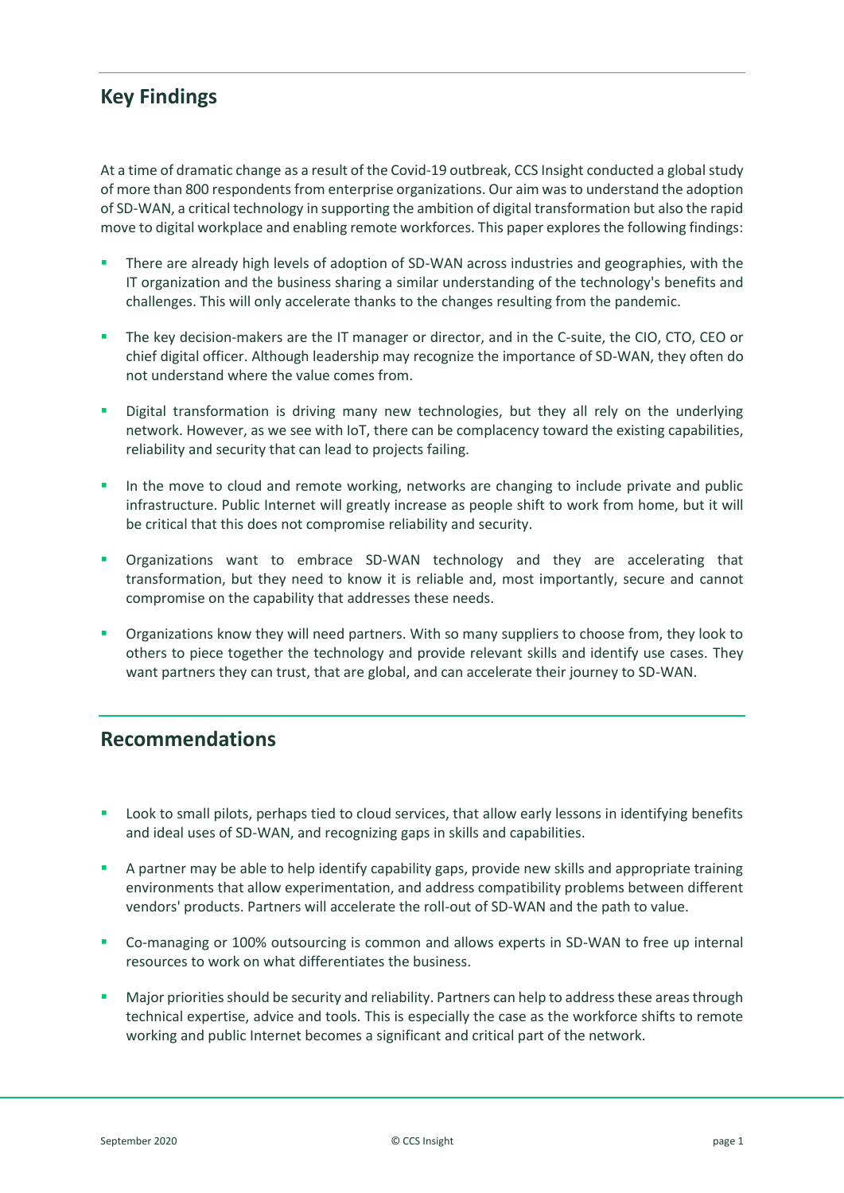## Key Findings

At a time of dramatic change as a result of the Covid-19 outbreak, CCS Insight conducted a global study of more than 800 respondents from enterprise organizations. Our aim was to understand the adoption of SD-WAN, a critical technology in supporting the ambition of digital transformation but also the rapid move to digital workplace and enabling remote workforces. This paper explores the following findings:

- There are already high levels of adoption of SD-WAN across industries and geographies, with the IT organization and the business sharing a similar understanding of the technology's benefits and challenges. This will only accelerate thanks to the changes resulting from the pandemic.
- The key decision-makers are the IT manager or director, and in the C-suite, the CIO, CTO, CEO or chief digital officer. Although leadership may recognize the importance of SD-WAN, they often do not understand where the value comes from.
- Digital transformation is driving many new technologies, but they all rely on the underlying network. However, as we see with IoT, there can be complacency toward the existing capabilities, reliability and security that can lead to projects failing.
- In the move to cloud and remote working, networks are changing to include private and public infrastructure. Public Internet will greatly increase as people shift to work from home, but it will be critical that this does not compromise reliability and security.
- Organizations want to embrace SD-WAN technology and they are accelerating that transformation, but they need to know it is reliable and, most importantly, secure and cannot compromise on the capability that addresses these needs.
- Organizations know they will need partners. With so many suppliers to choose from, they look to others to piece together the technology and provide relevant skills and identify use cases. They want partners they can trust, that are global, and can accelerate their journey to SD-WAN.

## Recommendations

- Look to small pilots, perhaps tied to cloud services, that allow early lessons in identifying benefits and ideal uses of SD-WAN, and recognizing gaps in skills and capabilities.
- A partner may be able to help identify capability gaps, provide new skills and appropriate training environments that allow experimentation, and address compatibility problems between different vendors' products. Partners will accelerate the roll-out of SD-WAN and the path to value.
- Co-managing or 100% outsourcing is common and allows experts in SD-WAN to free up internal resources to work on what differentiates the business.
- Major priorities should be security and reliability. Partners can help to address these areas through technical expertise, advice and tools. This is especially the case as the workforce shifts to remote working and public Internet becomes a significant and critical part of the network.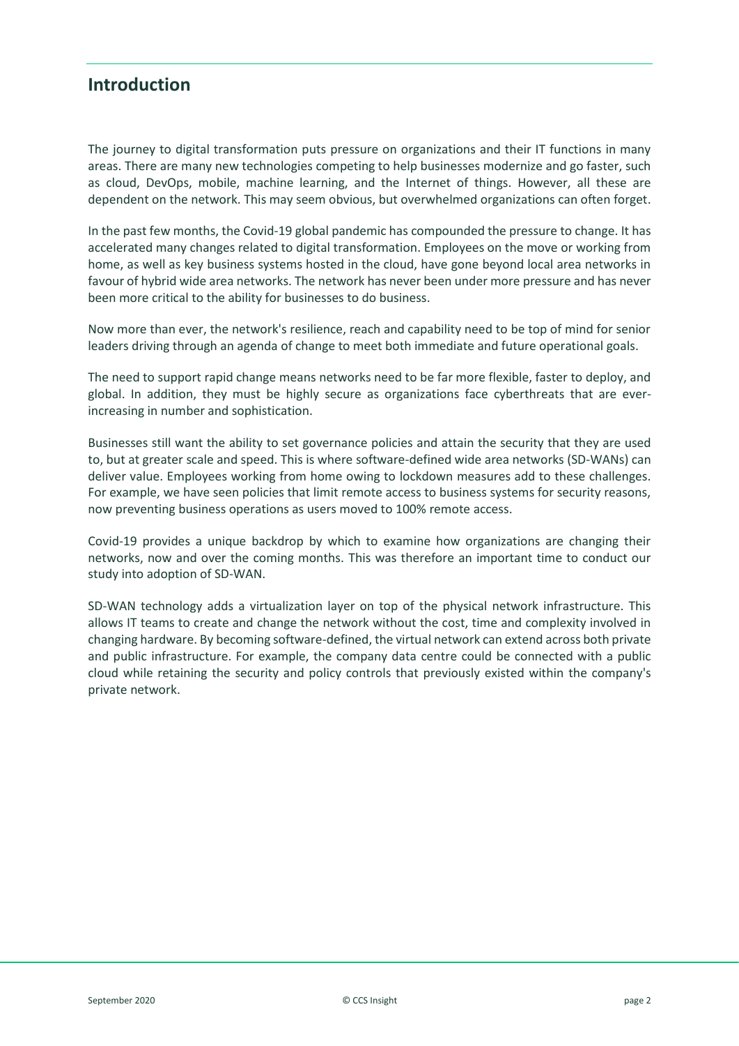## Introduction

The journey to digital transformation puts pressure on organizations and their IT functions in many areas. There are many new technologies competing to help businesses modernize and go faster, such as cloud, DevOps, mobile, machine learning, and the Internet of things. However, all these are dependent on the network. This may seem obvious, but overwhelmed organizations can often forget.

In the past few months, the Covid-19 global pandemic has compounded the pressure to change. It has accelerated many changes related to digital transformation. Employees on the move or working from home, as well as key business systems hosted in the cloud, have gone beyond local area networks in favour of hybrid wide area networks. The network has never been under more pressure and has never been more critical to the ability for businesses to do business.

Now more than ever, the network's resilience, reach and capability need to be top of mind for senior leaders driving through an agenda of change to meet both immediate and future operational goals.

The need to support rapid change means networks need to be far more flexible, faster to deploy, and global. In addition, they must be highly secure as organizations face cyberthreats that are ever-increasing in number and sophistication.

Businesses still want the ability to set governance policies and attain the security that they are used to, but at greater scale and speed. This is where software-defined wide area networks (SD-WANs) can deliver value. Employees working from home owing to lockdown measures add to these challenges. For example, we have seen policies that limit remote access to business systems for security reasons, now preventing business operations as users moved to 100% remote access.

Covid-19 provides a unique backdrop by which to examine how organizations are changing their networks, now and over the coming months. This was therefore an important time to conduct our study into adoption of SD-WAN.

SD-WAN technology adds a virtualization layer on top of the physical network infrastructure. This allows IT teams to create and change the network without the cost, time and complexity involved in changing hardware. By becoming software-defined, the virtual network can extend across both private and public infrastructure. For example, the company data centre could be connected with a public cloud while retaining the security and policy controls that previously existed within the company's private network.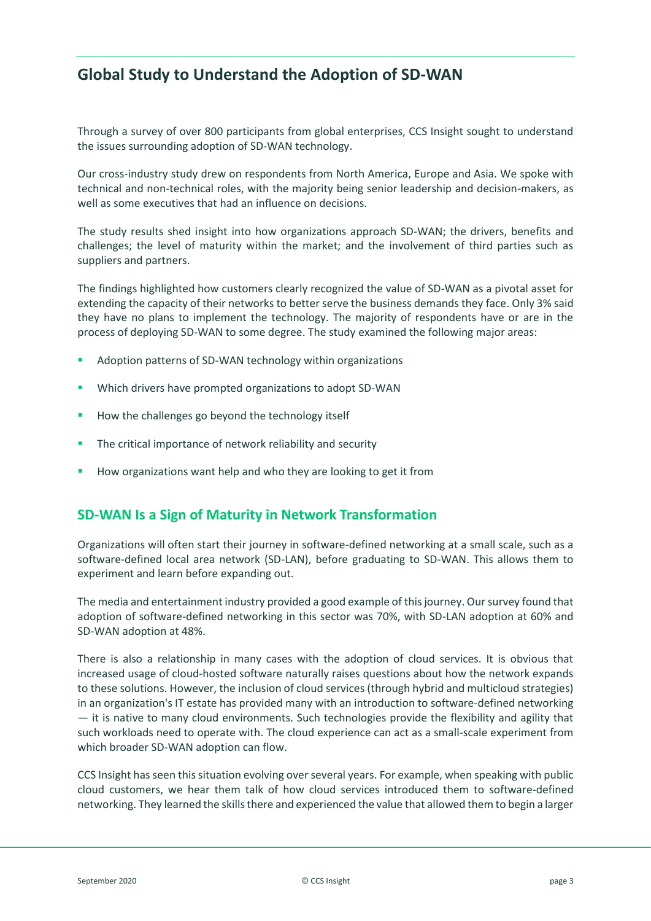## Global Study to Understand the Adoption of SD-WAN

Through a survey of over 800 participants from global enterprises, CCS Insight sought to understand the issues surrounding adoption of SD-WAN technology.

Our cross-industry study drew on respondents from North America, Europe and Asia. We spoke with technical and non-technical roles, with the majority being senior leadership and decision-makers, as well as some executives that had an influence on decisions.

The study results shed insight into how organizations approach SD-WAN; the drivers, benefits and challenges; the level of maturity within the market; and the involvement of third parties such as suppliers and partners.

The findings highlighted how customers clearly recognized the value of SD-WAN as a pivotal asset for extending the capacity of their networks to better serve the business demands they face. Only 3% said they have no plans to implement the technology. The majority of respondents have or are in the process of deploying SD-WAN to some degree. The study examined the following major areas:

- Adoption patterns of SD-WAN technology within organizations
- Which drivers have prompted organizations to adopt SD-WAN
- How the challenges go beyond the technology itself
- The critical importance of network reliability and security
- How organizations want help and who they are looking to get it from

### SD-WAN Is a Sign of Maturity in Network Transformation

Organizations will often start their journey in software-defined networking at a small scale, such as a software-defined local area network (SD-LAN), before graduating to SD-WAN. This allows them to experiment and learn before expanding out.

The media and entertainment industry provided a good example of this journey. Our survey found that adoption of software-defined networking in this sector was 70%, with SD-LAN adoption at 60% and SD-WAN adoption at 48%.

There is also a relationship in many cases with the adoption of cloud services. It is obvious that increased usage of cloud-hosted software naturally raises questions about how the network expands to these solutions. However, the inclusion of cloud services (through hybrid and multicloud strategies) in an organization's IT estate has provided many with an introduction to software-defined networking — it is native to many cloud environments. Such technologies provide the flexibility and agility that such workloads need to operate with. The cloud experience can act as a small-scale experiment from which broader SD-WAN adoption can flow.

CCS Insight has seen this situation evolving over several years. For example, when speaking with public cloud customers, we hear them talk of how cloud services introduced them to software-defined networking. They learned the skills there and experienced the value that allowed them to begin a larger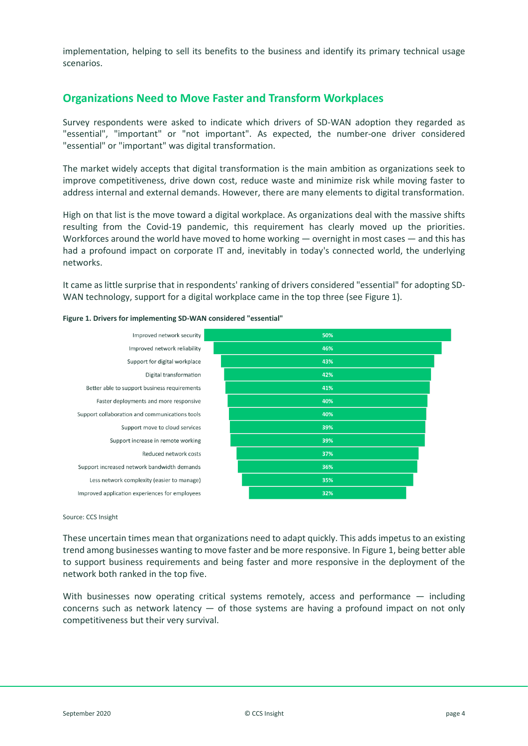implementation, helping to sell its benefits to the business and identify its primary technical usage scenarios.

## Organizations Need to Move Faster and Transform Workplaces

Survey respondents were asked to indicate which drivers of SD-WAN adoption they regarded as "essential", "important" or "not important". As expected, the number-one driver considered "essential" or "important" was digital transformation.

The market widely accepts that digital transformation is the main ambition as organizations seek to improve competitiveness, drive down cost, reduce waste and minimize risk while moving faster to address internal and external demands. However, there are many elements to digital transformation.

High on that list is the move toward a digital workplace. As organizations deal with the massive shifts resulting from the Covid-19 pandemic, this requirement has clearly moved up the priorities. Workforces around the world have moved to home working — overnight in most cases — and this has had a profound impact on corporate IT and, inevitably in today's connected world, the underlying networks.

It came as little surprise that in respondents' ranking of drivers considered "essential" for adopting SD-WAN technology, support for a digital workplace came in the top three (see Figure 1).

**Figure 1. Drivers for implementing SD-WAN considered "essential"**

| Driver | Essential |
|---|---|
| Improved network security | 50% |
| Improved network reliability | 46% |
| Support for digital workplace | 43% |
| Digital transformation | 42% |
| Better able to support business requirements | 41% |
| Faster deployments and more responsive | 40% |
| Support collaboration and communications tools | 40% |
| Support move to cloud services | 39% |
| Support increase in remote working | 39% |
| Reduced network costs | 37% |
| Support increased network bandwidth demands | 36% |
| Less network complexity (easier to manage) | 35% |
| Improved application experiences for employees | 32% |

Source: CCS Insight

These uncertain times mean that organizations need to adapt quickly. This adds impetus to an existing trend among businesses wanting to move faster and be more responsive. In Figure 1, being better able to support business requirements and being faster and more responsive in the deployment of the network both ranked in the top five.

With businesses now operating critical systems remotely, access and performance — including concerns such as network latency — of those systems are having a profound impact on not only competitiveness but their very survival.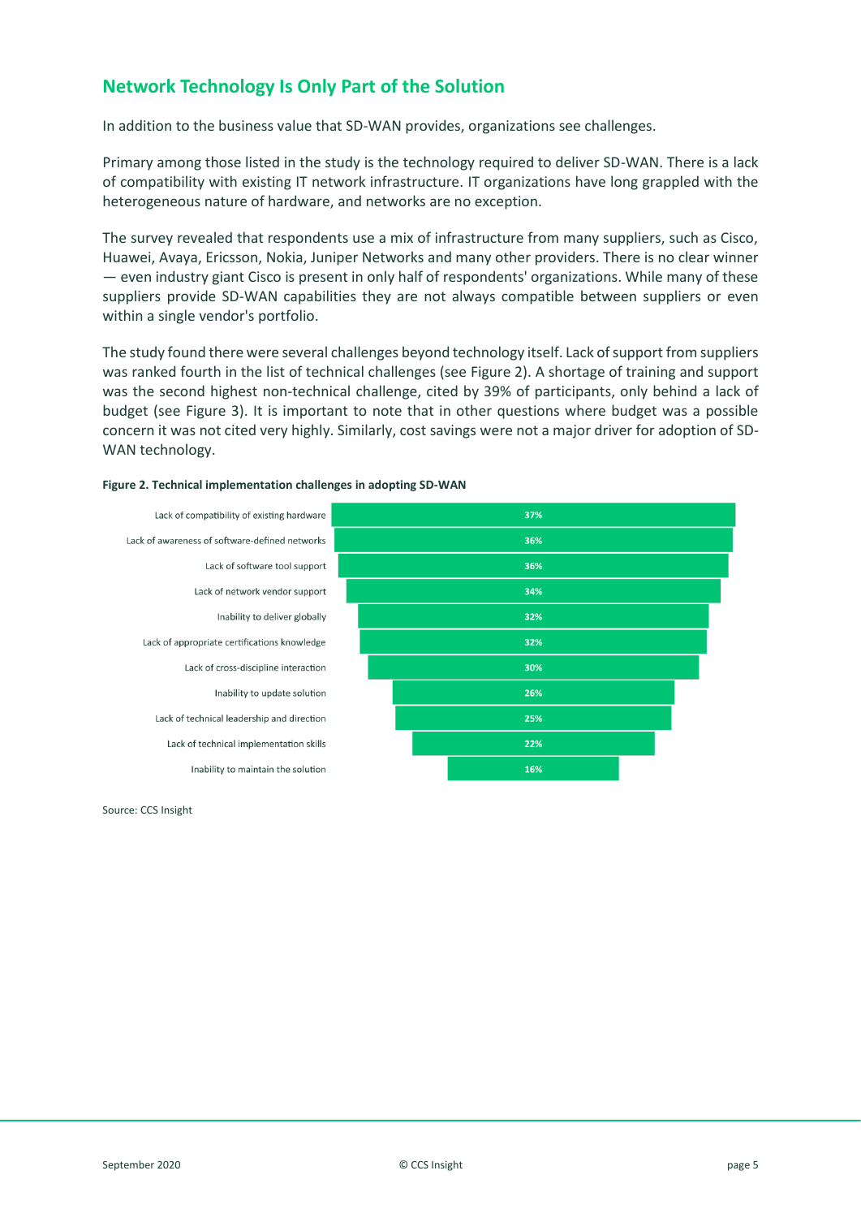## Network Technology Is Only Part of the Solution

In addition to the business value that SD-WAN provides, organizations see challenges.

Primary among those listed in the study is the technology required to deliver SD-WAN. There is a lack of compatibility with existing IT network infrastructure. IT organizations have long grappled with the heterogeneous nature of hardware, and networks are no exception.

The survey revealed that respondents use a mix of infrastructure from many suppliers, such as Cisco, Huawei, Avaya, Ericsson, Nokia, Juniper Networks and many other providers. There is no clear winner — even industry giant Cisco is present in only half of respondents' organizations. While many of these suppliers provide SD-WAN capabilities they are not always compatible between suppliers or even within a single vendor's portfolio.

The study found there were several challenges beyond technology itself. Lack of support from suppliers was ranked fourth in the list of technical challenges (see Figure 2). A shortage of training and support was the second highest non-technical challenge, cited by 39% of participants, only behind a lack of budget (see Figure 3). It is important to note that in other questions where budget was a possible concern it was not cited very highly. Similarly, cost savings were not a major driver for adoption of SD-WAN technology.

**Figure 2. Technical implementation challenges in adopting SD-WAN**

| Challenge | Percentage |
|---|---|
| Lack of compatibility of existing hardware | 37% |
| Lack of awareness of software-defined networks | 36% |
| Lack of software tool support | 36% |
| Lack of network vendor support | 34% |
| Inability to deliver globally | 32% |
| Lack of appropriate certifications knowledge | 32% |
| Lack of cross-discipline interaction | 30% |
| Inability to update solution | 26% |
| Lack of technical leadership and direction | 25% |
| Lack of technical implementation skills | 22% |
| Inability to maintain the solution | 16% |

Source: CCS Insight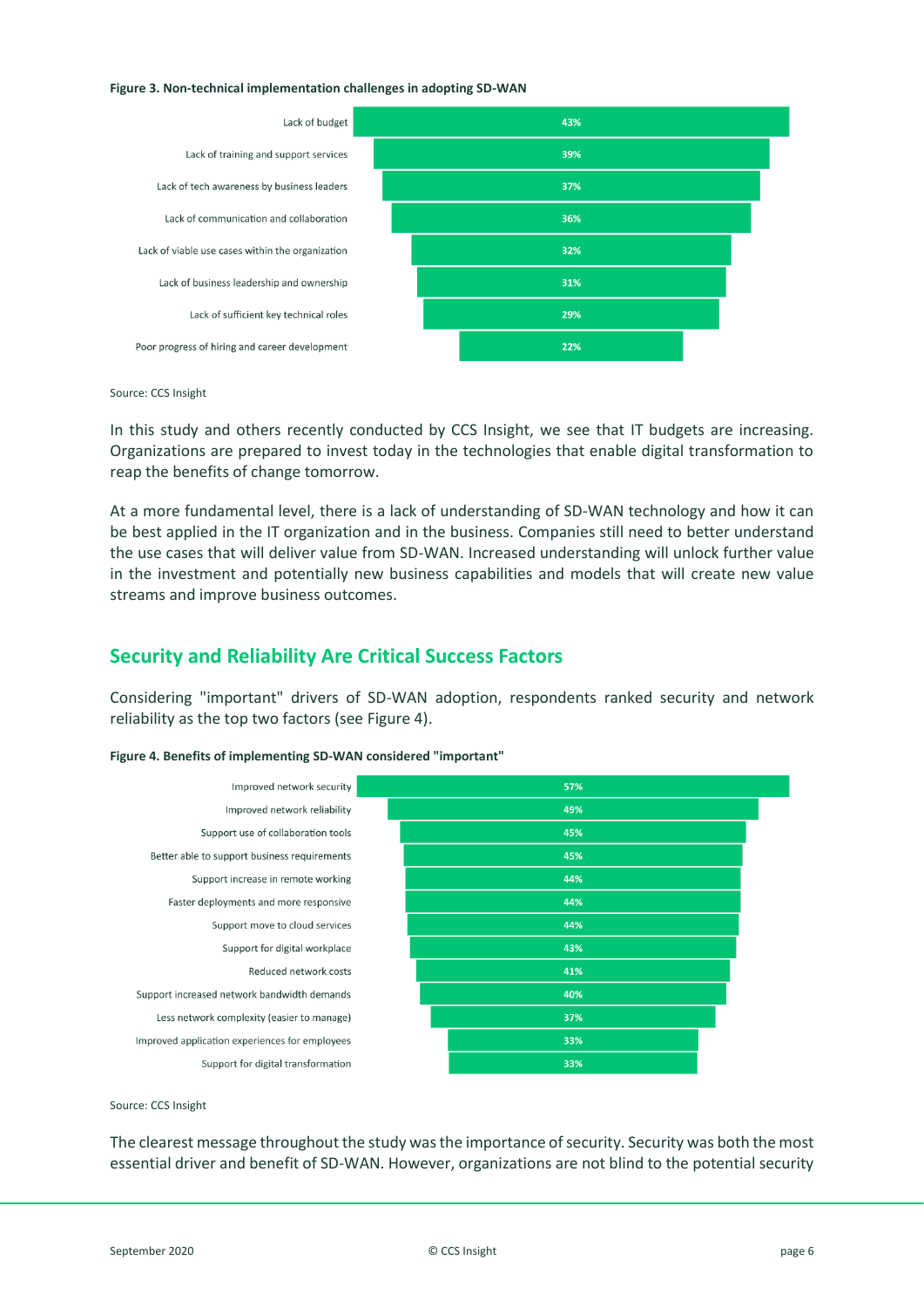**Figure 3. Non-technical implementation challenges in adopting SD-WAN**

| Challenge | % |
|---|---|
| Lack of budget | 43% |
| Lack of training and support services | 39% |
| Lack of tech awareness by business leaders | 37% |
| Lack of communication and collaboration | 36% |
| Lack of viable use cases within the organization | 32% |
| Lack of business leadership and ownership | 31% |
| Lack of sufficient key technical roles | 29% |
| Poor progress of hiring and career development | 22% |

Source: CCS Insight

In this study and others recently conducted by CCS Insight, we see that IT budgets are increasing. Organizations are prepared to invest today in the technologies that enable digital transformation to reap the benefits of change tomorrow.

At a more fundamental level, there is a lack of understanding of SD-WAN technology and how it can be best applied in the IT organization and in the business. Companies still need to better understand the use cases that will deliver value from SD-WAN. Increased understanding will unlock further value in the investment and potentially new business capabilities and models that will create new value streams and improve business outcomes.

## Security and Reliability Are Critical Success Factors

Considering "important" drivers of SD-WAN adoption, respondents ranked security and network reliability as the top two factors (see Figure 4).

**Figure 4. Benefits of implementing SD-WAN considered "important"**

| Benefit | % |
|---|---|
| Improved network security | 57% |
| Improved network reliability | 49% |
| Support use of collaboration tools | 45% |
| Better able to support business requirements | 45% |
| Support increase in remote working | 44% |
| Faster deployments and more responsive | 44% |
| Support move to cloud services | 44% |
| Support for digital workplace | 43% |
| Reduced network costs | 41% |
| Support increased network bandwidth demands | 40% |
| Less network complexity (easier to manage) | 37% |
| Improved application experiences for employees | 33% |
| Support for digital transformation | 33% |

Source: CCS Insight

The clearest message throughout the study was the importance of security. Security was both the most essential driver and benefit of SD-WAN. However, organizations are not blind to the potential security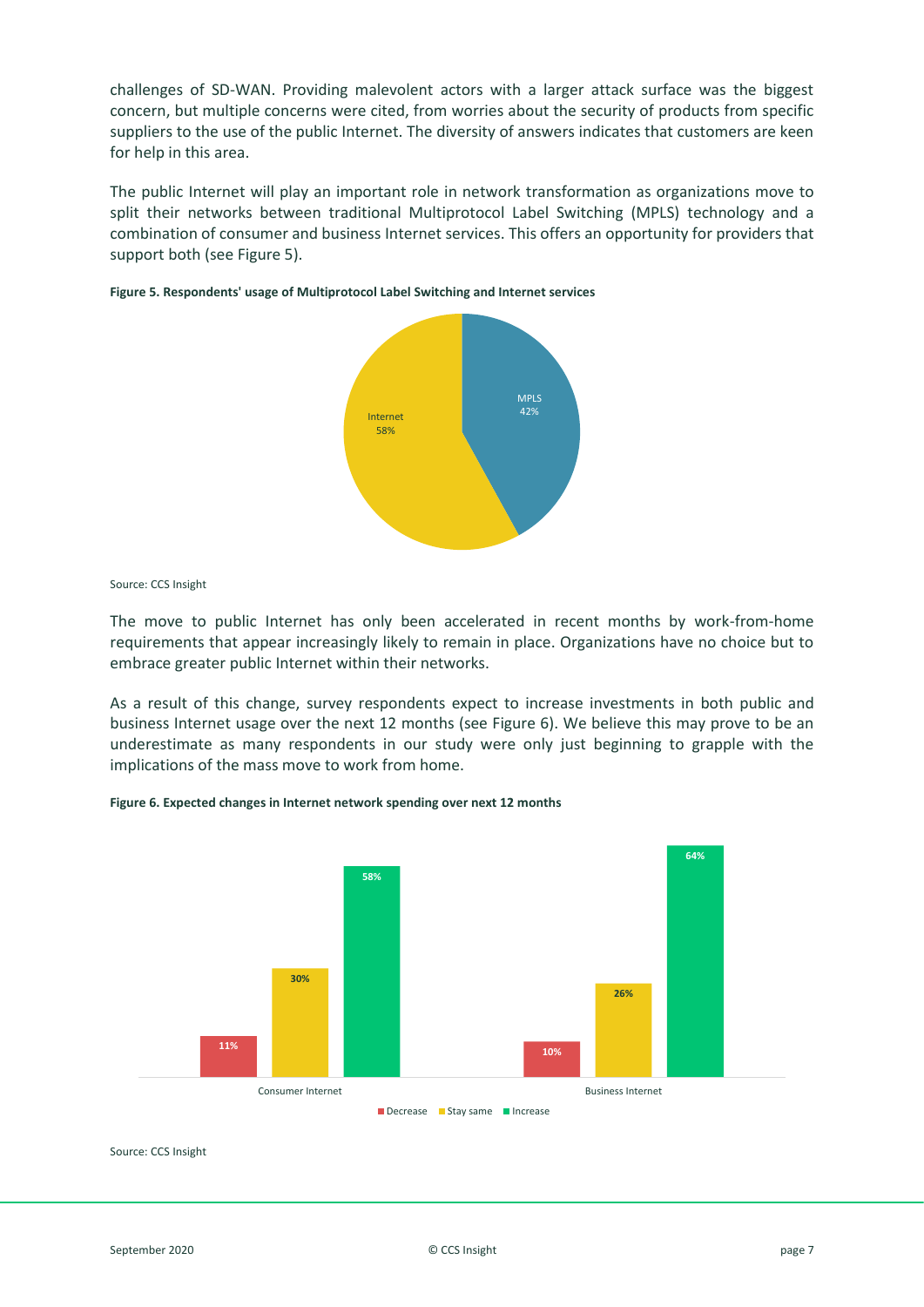challenges of SD-WAN. Providing malevolent actors with a larger attack surface was the biggest concern, but multiple concerns were cited, from worries about the security of products from specific suppliers to the use of the public Internet. The diversity of answers indicates that customers are keen for help in this area.

The public Internet will play an important role in network transformation as organizations move to split their networks between traditional Multiprotocol Label Switching (MPLS) technology and a combination of consumer and business Internet services. This offers an opportunity for providers that support both (see Figure 5).

**Figure 5. Respondents' usage of Multiprotocol Label Switching and Internet services**

| Service | Share |
| --- | --- |
| Internet | 58% |
| MPLS | 42% |

Source: CCS Insight

The move to public Internet has only been accelerated in recent months by work-from-home requirements that appear increasingly likely to remain in place. Organizations have no choice but to embrace greater public Internet within their networks.

As a result of this change, survey respondents expect to increase investments in both public and business Internet usage over the next 12 months (see Figure 6). We believe this may prove to be an underestimate as many respondents in our study were only just beginning to grapple with the implications of the mass move to work from home.

**Figure 6. Expected changes in Internet network spending over next 12 months**

|  | Decrease | Stay same | Increase |
| --- | --- | --- | --- |
| Consumer Internet | 11% | 30% | 58% |
| Business Internet | 10% | 26% | 64% |

Source: CCS Insight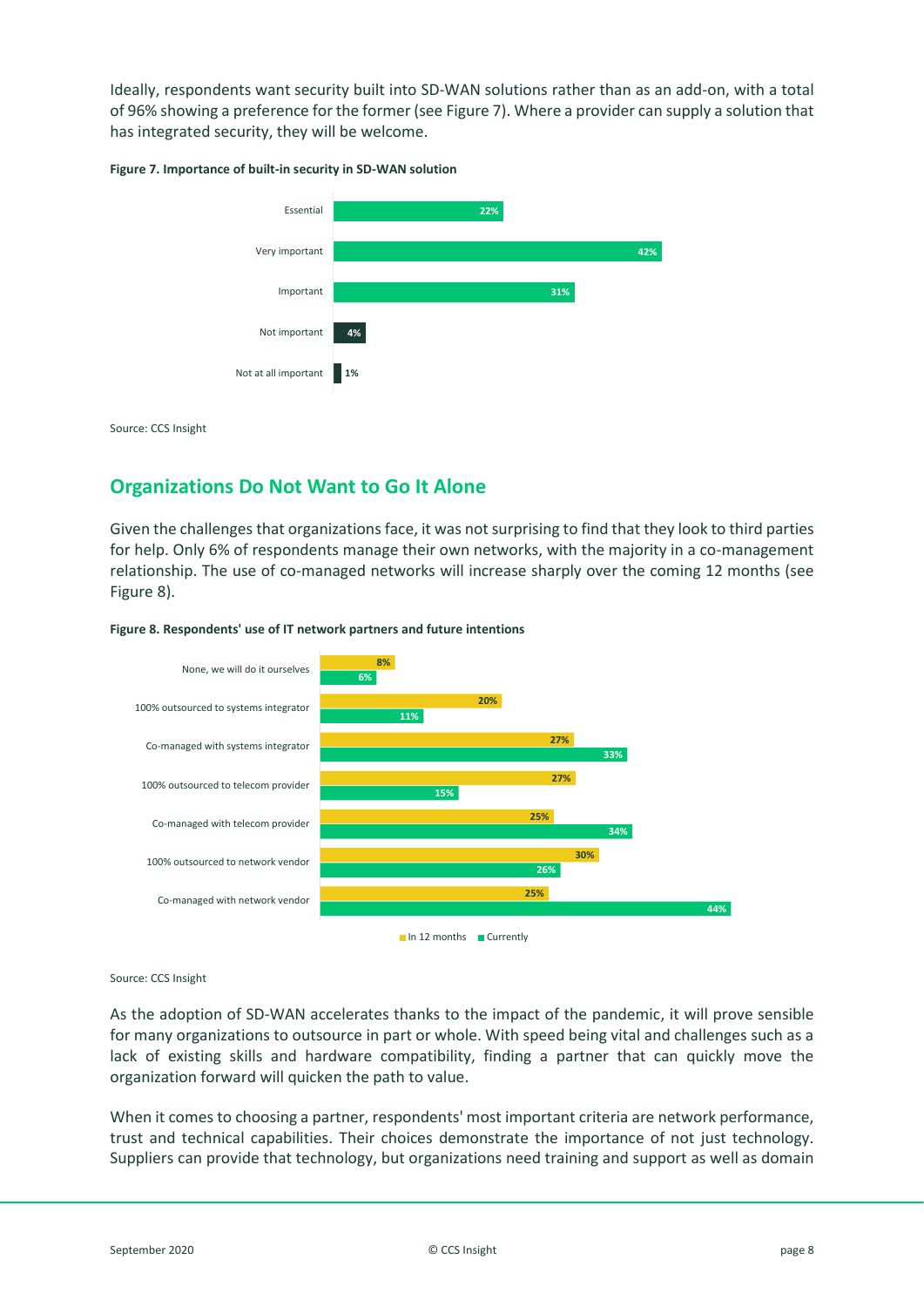Ideally, respondents want security built into SD-WAN solutions rather than as an add-on, with a total of 96% showing a preference for the former (see Figure 7). Where a provider can supply a solution that has integrated security, they will be welcome.

**Figure 7. Importance of built-in security in SD-WAN solution**

| | |
|---|---|
| Essential | 22% |
| Very important | 42% |
| Important | 31% |
| Not important | 4% |
| Not at all important | 1% |

Source: CCS Insight

## Organizations Do Not Want to Go It Alone

Given the challenges that organizations face, it was not surprising to find that they look to third parties for help. Only 6% of respondents manage their own networks, with the majority in a co-management relationship. The use of co-managed networks will increase sharply over the coming 12 months (see Figure 8).

**Figure 8. Respondents' use of IT network partners and future intentions**

| | In 12 months | Currently |
|---|---|---|
| None, we will do it ourselves | 8% | 6% |
| 100% outsourced to systems integrator | 20% | 11% |
| Co-managed with systems integrator | 27% | 33% |
| 100% outsourced to telecom provider | 27% | 15% |
| Co-managed with telecom provider | 25% | 34% |
| 100% outsourced to network vendor | 30% | 26% |
| Co-managed with network vendor | 25% | 44% |

Source: CCS Insight

As the adoption of SD-WAN accelerates thanks to the impact of the pandemic, it will prove sensible for many organizations to outsource in part or whole. With speed being vital and challenges such as a lack of existing skills and hardware compatibility, finding a partner that can quickly move the organization forward will quicken the path to value.

When it comes to choosing a partner, respondents' most important criteria are network performance, trust and technical capabilities. Their choices demonstrate the importance of not just technology. Suppliers can provide that technology, but organizations need training and support as well as domain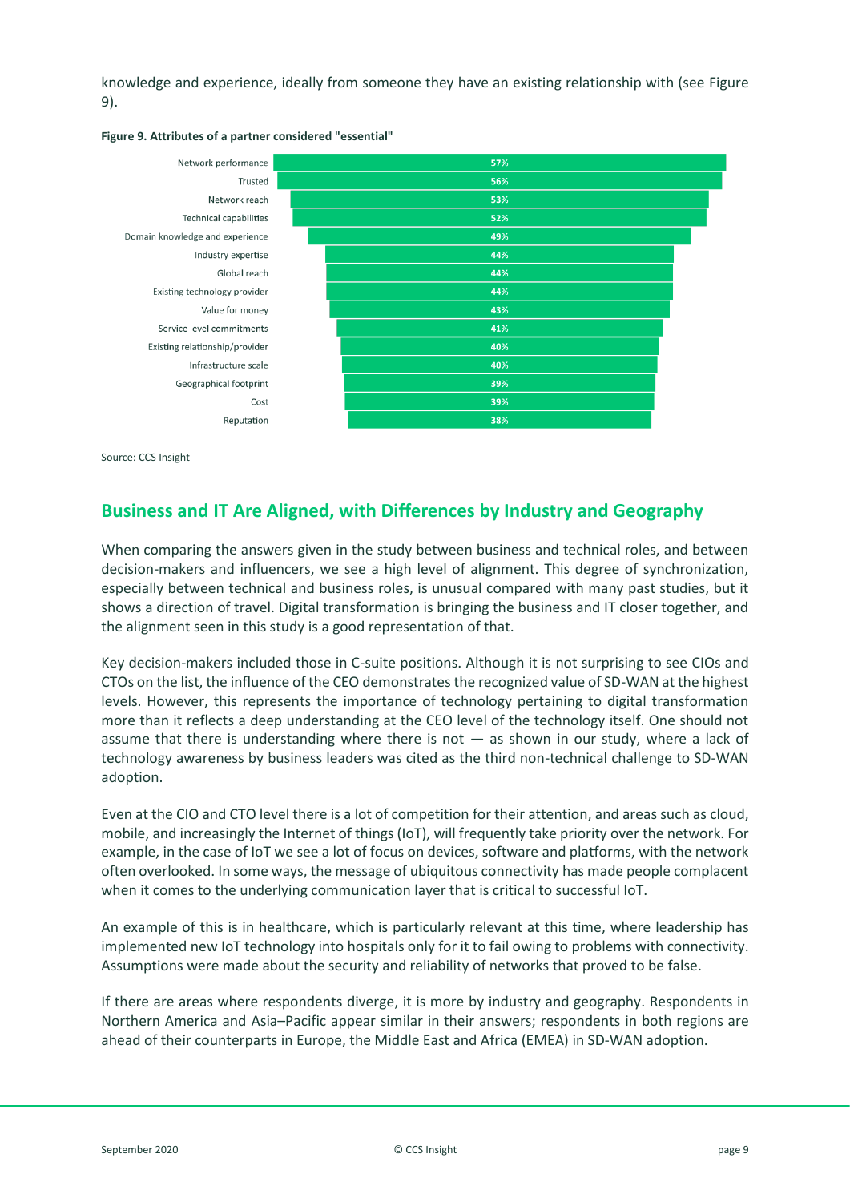knowledge and experience, ideally from someone they have an existing relationship with (see Figure 9).

**Figure 9. Attributes of a partner considered "essential"**

| Attribute | Percentage |
|---|---|
| Network performance | 57% |
| Trusted | 56% |
| Network reach | 53% |
| Technical capabilities | 52% |
| Domain knowledge and experience | 49% |
| Industry expertise | 44% |
| Global reach | 44% |
| Existing technology provider | 44% |
| Value for money | 43% |
| Service level commitments | 41% |
| Existing relationship/provider | 40% |
| Infrastructure scale | 40% |
| Geographical footprint | 39% |
| Cost | 39% |
| Reputation | 38% |

Source: CCS Insight

## Business and IT Are Aligned, with Differences by Industry and Geography

When comparing the answers given in the study between business and technical roles, and between decision-makers and influencers, we see a high level of alignment. This degree of synchronization, especially between technical and business roles, is unusual compared with many past studies, but it shows a direction of travel. Digital transformation is bringing the business and IT closer together, and the alignment seen in this study is a good representation of that.

Key decision-makers included those in C-suite positions. Although it is not surprising to see CIOs and CTOs on the list, the influence of the CEO demonstrates the recognized value of SD-WAN at the highest levels. However, this represents the importance of technology pertaining to digital transformation more than it reflects a deep understanding at the CEO level of the technology itself. One should not assume that there is understanding where there is not — as shown in our study, where a lack of technology awareness by business leaders was cited as the third non-technical challenge to SD-WAN adoption.

Even at the CIO and CTO level there is a lot of competition for their attention, and areas such as cloud, mobile, and increasingly the Internet of things (IoT), will frequently take priority over the network. For example, in the case of IoT we see a lot of focus on devices, software and platforms, with the network often overlooked. In some ways, the message of ubiquitous connectivity has made people complacent when it comes to the underlying communication layer that is critical to successful IoT.

An example of this is in healthcare, which is particularly relevant at this time, where leadership has implemented new IoT technology into hospitals only for it to fail owing to problems with connectivity. Assumptions were made about the security and reliability of networks that proved to be false.

If there are areas where respondents diverge, it is more by industry and geography. Respondents in Northern America and Asia–Pacific appear similar in their answers; respondents in both regions are ahead of their counterparts in Europe, the Middle East and Africa (EMEA) in SD-WAN adoption.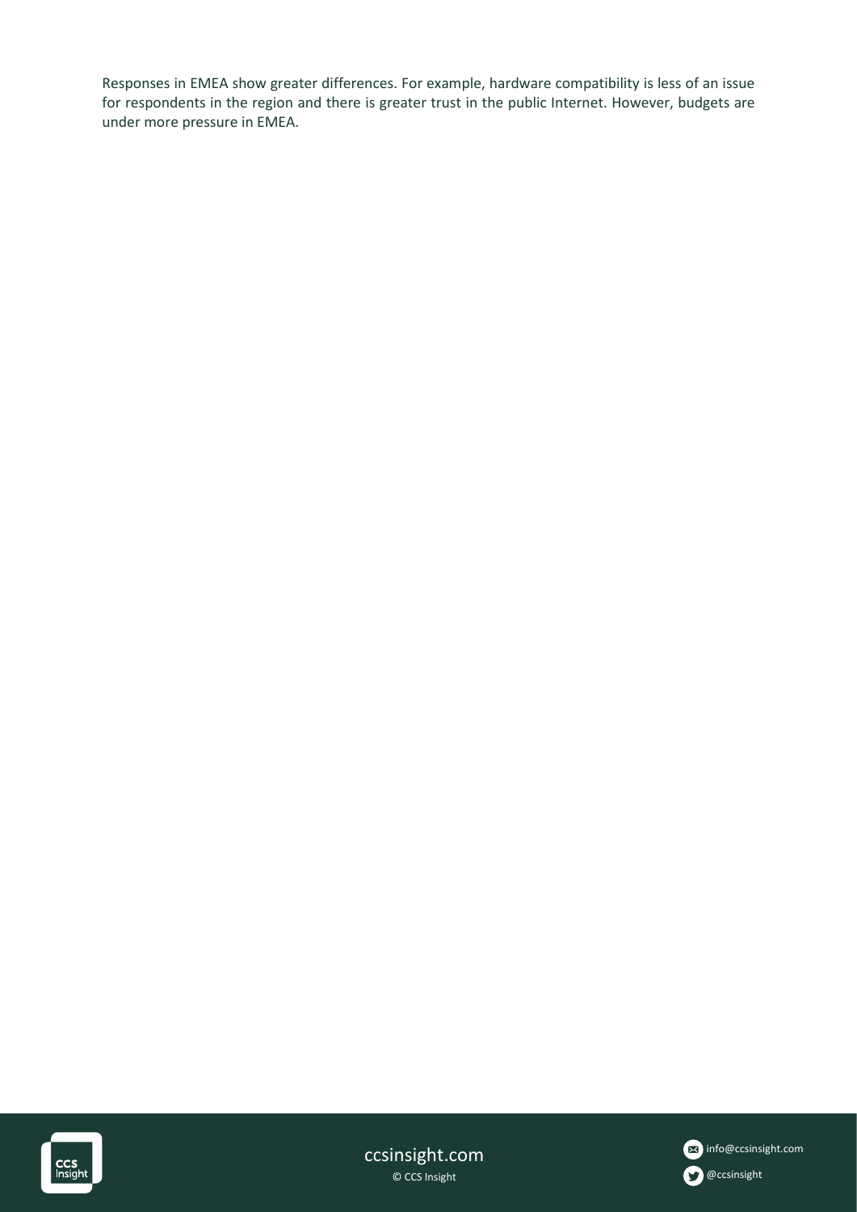Responses in EMEA show greater differences. For example, hardware compatibility is less of an issue for respondents in the region and there is greater trust in the public Internet. However, budgets are under more pressure in EMEA.